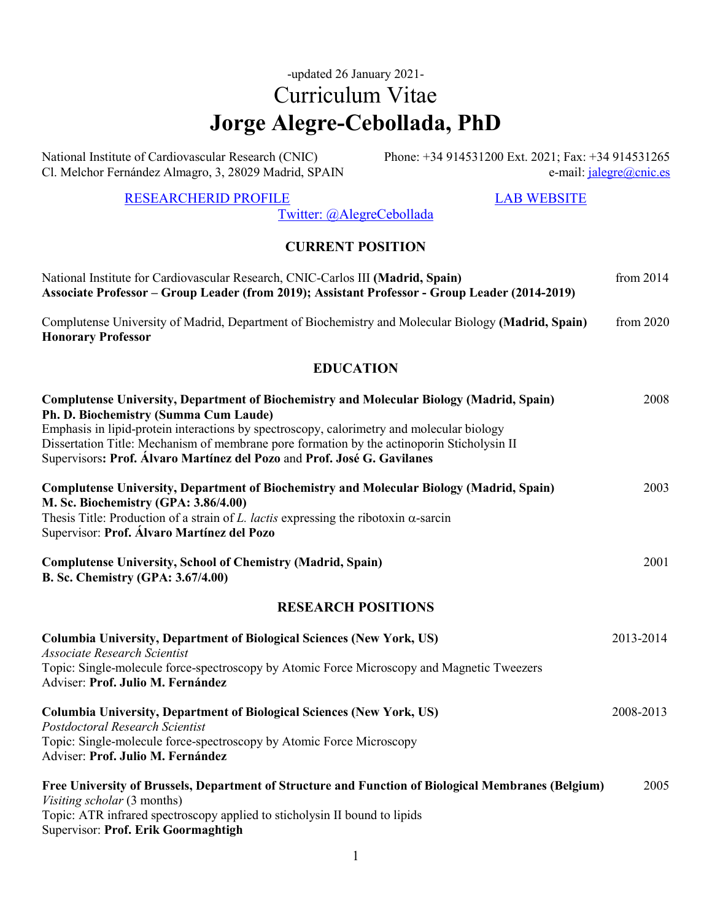-updated 26 January 2021-

# Curriculum Vitae

# Jorge Alegre-Cebollada, PhD

National Institute of Cardiovascular Research (CNIC)
Cl. Melchor Fernández Almagro, 3, 28029 Madrid, SPAIN

Phone: +34 914531200 Ext. 2021; Fax: +34 914531265
e-mail: jalegre@cnic.es

RESEARCHERID PROFILE | LAB WEBSITE
Twitter: @AlegreCebollada

## CURRENT POSITION

National Institute for Cardiovascular Research, CNIC-Carlos III **(Madrid, Spain)** — from 2014
**Associate Professor – Group Leader (from 2019); Assistant Professor - Group Leader (2014-2019)**

Complutense University of Madrid, Department of Biochemistry and Molecular Biology **(Madrid, Spain)** — from 2020
**Honorary Professor**

## EDUCATION

**Complutense University, Department of Biochemistry and Molecular Biology (Madrid, Spain)** — 2008
**Ph. D. Biochemistry (Summa Cum Laude)**
Emphasis in lipid-protein interactions by spectroscopy, calorimetry and molecular biology
Dissertation Title: Mechanism of membrane pore formation by the actinoporin Sticholysin II
Supervisors**: Prof. Álvaro Martínez del Pozo** and **Prof. José G. Gavilanes**

**Complutense University, Department of Biochemistry and Molecular Biology (Madrid, Spain)** — 2003
**M. Sc. Biochemistry (GPA: 3.86/4.00)**
Thesis Title: Production of a strain of *L. lactis* expressing the ribotoxin α-sarcin
Supervisor: **Prof. Álvaro Martínez del Pozo**

**Complutense University, School of Chemistry (Madrid, Spain)** — 2001
**B. Sc. Chemistry (GPA: 3.67/4.00)**

## RESEARCH POSITIONS

**Columbia University, Department of Biological Sciences (New York, US)** — 2013-2014
*Associate Research Scientist*
Topic: Single-molecule force-spectroscopy by Atomic Force Microscopy and Magnetic Tweezers
Adviser: **Prof. Julio M. Fernández**

**Columbia University, Department of Biological Sciences (New York, US)** — 2008-2013
*Postdoctoral Research Scientist*
Topic: Single-molecule force-spectroscopy by Atomic Force Microscopy
Adviser: **Prof. Julio M. Fernández**

**Free University of Brussels, Department of Structure and Function of Biological Membranes (Belgium)** — 2005
*Visiting scholar* (3 months)
Topic: ATR infrared spectroscopy applied to sticholysin II bound to lipids
Supervisor: **Prof. Erik Goormaghtigh**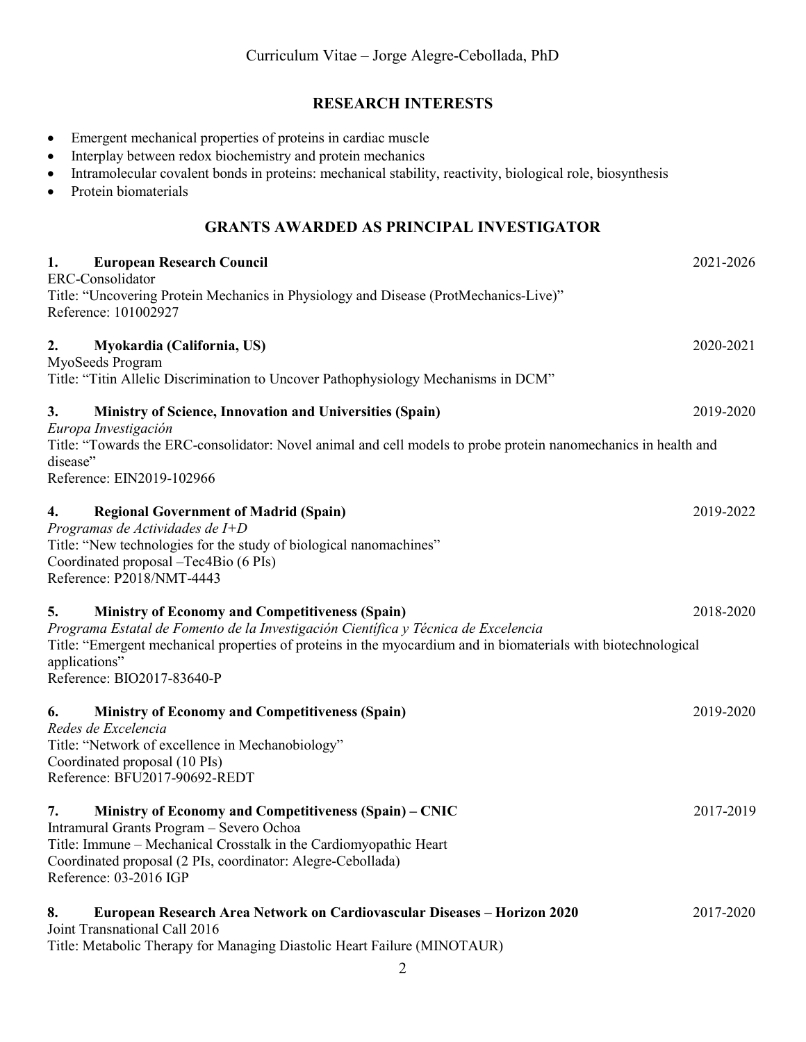## RESEARCH INTERESTS

- Emergent mechanical properties of proteins in cardiac muscle
- Interplay between redox biochemistry and protein mechanics
- Intramolecular covalent bonds in proteins: mechanical stability, reactivity, biological role, biosynthesis
- Protein biomaterials

## GRANTS AWARDED AS PRINCIPAL INVESTIGATOR

**1. European Research Council** 2021-2026
ERC-Consolidator
Title: "Uncovering Protein Mechanics in Physiology and Disease (ProtMechanics-Live)"
Reference: 101002927

**2. Myokardia (California, US)** 2020-2021
MyoSeeds Program
Title: "Titin Allelic Discrimination to Uncover Pathophysiology Mechanisms in DCM"

**3. Ministry of Science, Innovation and Universities (Spain)** 2019-2020
*Europa Investigación*
Title: "Towards the ERC-consolidator: Novel animal and cell models to probe protein nanomechanics in health and disease"
Reference: EIN2019-102966

**4. Regional Government of Madrid (Spain)** 2019-2022
*Programas de Actividades de I+D*
Title: "New technologies for the study of biological nanomachines"
Coordinated proposal –Tec4Bio (6 PIs)
Reference: P2018/NMT-4443

**5. Ministry of Economy and Competitiveness (Spain)** 2018-2020
*Programa Estatal de Fomento de la Investigación Científica y Técnica de Excelencia*
Title: "Emergent mechanical properties of proteins in the myocardium and in biomaterials with biotechnological applications"
Reference: BIO2017-83640-P

**6. Ministry of Economy and Competitiveness (Spain)** 2019-2020
*Redes de Excelencia*
Title: "Network of excellence in Mechanobiology"
Coordinated proposal (10 PIs)
Reference: BFU2017-90692-REDT

**7. Ministry of Economy and Competitiveness (Spain) – CNIC** 2017-2019
Intramural Grants Program – Severo Ochoa
Title: Immune – Mechanical Crosstalk in the Cardiomyopathic Heart
Coordinated proposal (2 PIs, coordinator: Alegre-Cebollada)
Reference: 03-2016 IGP

**8. European Research Area Network on Cardiovascular Diseases – Horizon 2020** 2017-2020
Joint Transnational Call 2016
Title: Metabolic Therapy for Managing Diastolic Heart Failure (MINOTAUR)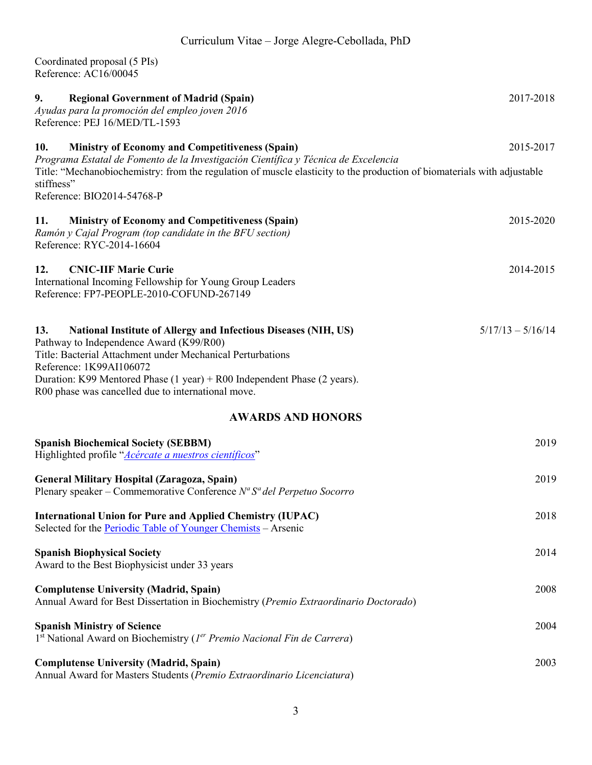Coordinated proposal (5 PIs)
Reference: AC16/00045

**9. Regional Government of Madrid (Spain)** 2017-2018
*Ayudas para la promoción del empleo joven 2016*
Reference: PEJ 16/MED/TL-1593

**10. Ministry of Economy and Competitiveness (Spain)** 2015-2017
*Programa Estatal de Fomento de la Investigación Científica y Técnica de Excelencia*
Title: "Mechanobiochemistry: from the regulation of muscle elasticity to the production of biomaterials with adjustable stiffness"
Reference: BIO2014-54768-P

**11. Ministry of Economy and Competitiveness (Spain)** 2015-2020
*Ramón y Cajal Program (top candidate in the BFU section)*
Reference: RYC-2014-16604

**12. CNIC-IIF Marie Curie** 2014-2015
International Incoming Fellowship for Young Group Leaders
Reference: FP7-PEOPLE-2010-COFUND-267149

**13. National Institute of Allergy and Infectious Diseases (NIH, US)** 5/17/13 – 5/16/14
Pathway to Independence Award (K99/R00)
Title: Bacterial Attachment under Mechanical Perturbations
Reference: 1K99AI106072
Duration: K99 Mentored Phase (1 year) + R00 Independent Phase (2 years).
R00 phase was cancelled due to international move.

## AWARDS AND HONORS

**Spanish Biochemical Society (SEBBM)** 2019
Highlighted profile "*Acércate a nuestros científicos*"

**General Military Hospital (Zaragoza, Spain)** 2019
Plenary speaker – Commemorative Conference *Nª Sª del Perpetuo Socorro*

**International Union for Pure and Applied Chemistry (IUPAC)** 2018
Selected for the Periodic Table of Younger Chemists – Arsenic

**Spanish Biophysical Society** 2014
Award to the Best Biophysicist under 33 years

**Complutense University (Madrid, Spain)** 2008
Annual Award for Best Dissertation in Biochemistry (*Premio Extraordinario Doctorado*)

**Spanish Ministry of Science** 2004
1st National Award on Biochemistry (*1er Premio Nacional Fin de Carrera*)

**Complutense University (Madrid, Spain)** 2003
Annual Award for Masters Students (*Premio Extraordinario Licenciatura*)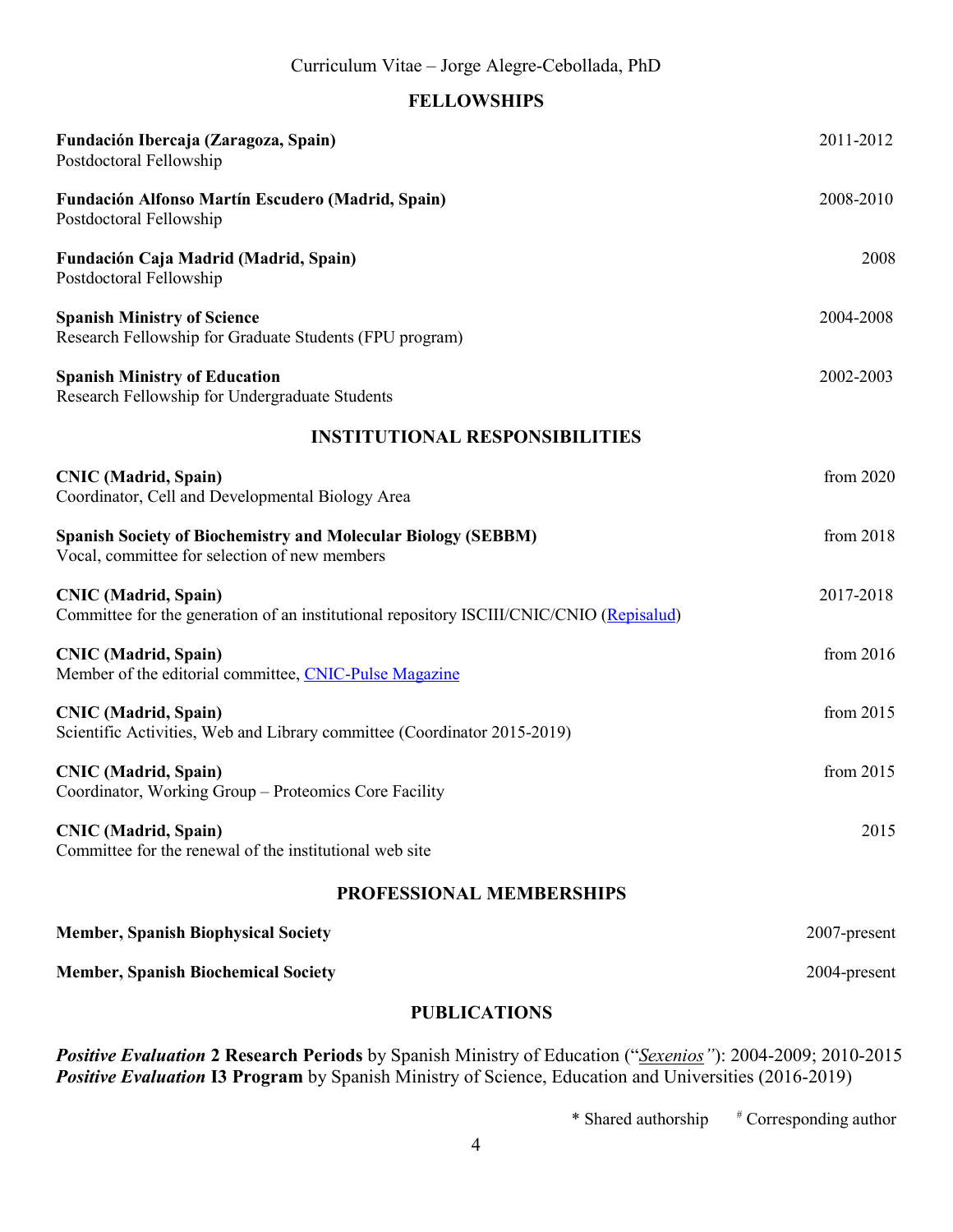## FELLOWSHIPS

**Fundación Ibercaja (Zaragoza, Spain)** 2011-2012
Postdoctoral Fellowship

**Fundación Alfonso Martín Escudero (Madrid, Spain)** 2008-2010
Postdoctoral Fellowship

**Fundación Caja Madrid (Madrid, Spain)** 2008
Postdoctoral Fellowship

**Spanish Ministry of Science** 2004-2008
Research Fellowship for Graduate Students (FPU program)

**Spanish Ministry of Education** 2002-2003
Research Fellowship for Undergraduate Students

## INSTITUTIONAL RESPONSIBILITIES

**CNIC (Madrid, Spain)** from 2020
Coordinator, Cell and Developmental Biology Area

**Spanish Society of Biochemistry and Molecular Biology (SEBBM)** from 2018
Vocal, committee for selection of new members

**CNIC (Madrid, Spain)** 2017-2018
Committee for the generation of an institutional repository ISCIII/CNIC/CNIO (Repisalud)

**CNIC (Madrid, Spain)** from 2016
Member of the editorial committee, CNIC-Pulse Magazine

**CNIC (Madrid, Spain)** from 2015
Scientific Activities, Web and Library committee (Coordinator 2015-2019)

**CNIC (Madrid, Spain)** from 2015
Coordinator, Working Group – Proteomics Core Facility

**CNIC (Madrid, Spain)** 2015
Committee for the renewal of the institutional web site

## PROFESSIONAL MEMBERSHIPS

**Member, Spanish Biophysical Society** 2007-present

**Member, Spanish Biochemical Society** 2004-present

## PUBLICATIONS

***Positive Evaluation* 2 Research Periods** by Spanish Ministry of Education ("*Sexenios*"): 2004-2009; 2010-2015
***Positive Evaluation* I3 Program** by Spanish Ministry of Science, Education and Universities (2016-2019)

\* Shared authorship # Corresponding author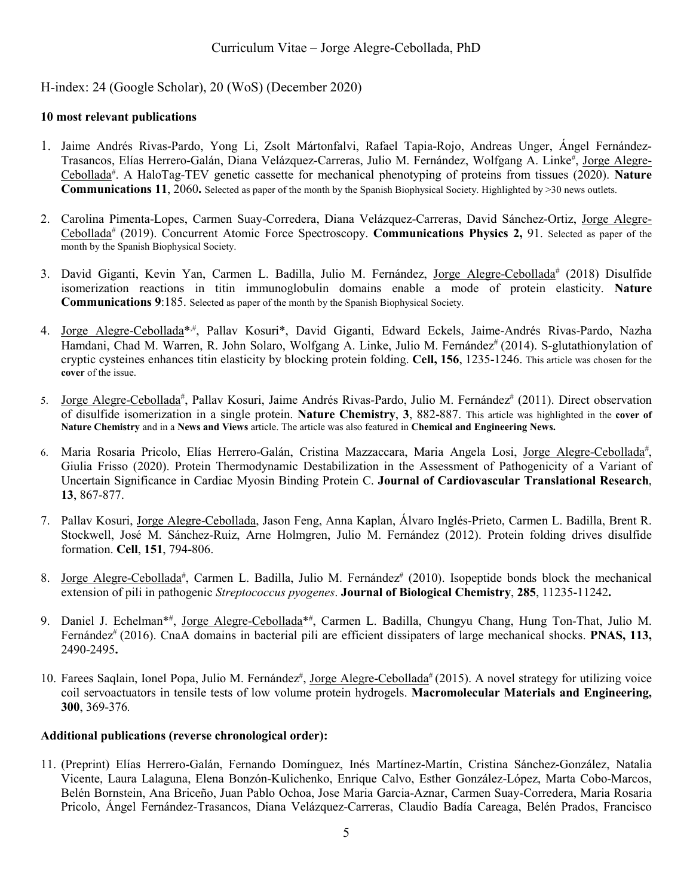H-index: 24 (Google Scholar), 20 (WoS) (December 2020)

**10 most relevant publications**

1. Jaime Andrés Rivas-Pardo, Yong Li, Zsolt Mártonfalvi, Rafael Tapia-Rojo, Andreas Unger, Ángel Fernández-Trasancos, Elías Herrero-Galán, Diana Velázquez-Carreras, Julio M. Fernández, Wolfgang A. Linke[#], Jorge Alegre-Cebollada[#]. A HaloTag-TEV genetic cassette for mechanical phenotyping of proteins from tissues (2020). **Nature Communications 11**, 2060**.** Selected as paper of the month by the Spanish Biophysical Society. Highlighted by >30 news outlets.

2. Carolina Pimenta-Lopes, Carmen Suay-Corredera, Diana Velázquez-Carreras, David Sánchez-Ortiz, Jorge Alegre-Cebollada[#] (2019). Concurrent Atomic Force Spectroscopy. **Communications Physics 2,** 91. Selected as paper of the month by the Spanish Biophysical Society.

3. David Giganti, Kevin Yan, Carmen L. Badilla, Julio M. Fernández, Jorge Alegre-Cebollada[#] (2018) Disulfide isomerization reactions in titin immunoglobulin domains enable a mode of protein elasticity. **Nature Communications 9**:185. Selected as paper of the month by the Spanish Biophysical Society.

4. Jorge Alegre-Cebollada[*,#], Pallav Kosuri*, David Giganti, Edward Eckels, Jaime-Andrés Rivas-Pardo, Nazha Hamdani, Chad M. Warren, R. John Solaro, Wolfgang A. Linke, Julio M. Fernández[#] (2014). S-glutathionylation of cryptic cysteines enhances titin elasticity by blocking protein folding. **Cell, 156**, 1235-1246. This article was chosen for the **cover** of the issue.

5. Jorge Alegre-Cebollada[#], Pallav Kosuri, Jaime Andrés Rivas-Pardo, Julio M. Fernández[#] (2011). Direct observation of disulfide isomerization in a single protein. **Nature Chemistry**, **3**, 882-887. This article was highlighted in the **cover of Nature Chemistry** and in a **News and Views** article. The article was also featured in **Chemical and Engineering News.**

6. Maria Rosaria Pricolo, Elías Herrero-Galán, Cristina Mazzaccara, Maria Angela Losi, Jorge Alegre-Cebollada[#], Giulia Frisso (2020). Protein Thermodynamic Destabilization in the Assessment of Pathogenicity of a Variant of Uncertain Significance in Cardiac Myosin Binding Protein C. **Journal of Cardiovascular Translational Research**, **13**, 867-877.

7. Pallav Kosuri, Jorge Alegre-Cebollada, Jason Feng, Anna Kaplan, Álvaro Inglés-Prieto, Carmen L. Badilla, Brent R. Stockwell, José M. Sánchez-Ruiz, Arne Holmgren, Julio M. Fernández (2012). Protein folding drives disulfide formation. **Cell**, **151**, 794-806.

8. Jorge Alegre-Cebollada[#], Carmen L. Badilla, Julio M. Fernández[#] (2010). Isopeptide bonds block the mechanical extension of pili in pathogenic *Streptococcus pyogenes*. **Journal of Biological Chemistry**, **285**, 11235-11242**.**

9. Daniel J. Echelman[*#], Jorge Alegre-Cebollada[*#], Carmen L. Badilla, Chungyu Chang, Hung Ton-That, Julio M. Fernández[#] (2016). CnaA domains in bacterial pili are efficient dissipaters of large mechanical shocks. **PNAS, 113,** 2490-2495**.**

10. Farees Saqlain, Ionel Popa, Julio M. Fernández[#], Jorge Alegre-Cebollada[#] (2015). A novel strategy for utilizing voice coil servoactuators in tensile tests of low volume protein hydrogels. **Macromolecular Materials and Engineering, 300**, 369-376*.*

**Additional publications (reverse chronological order):**

11. (Preprint) Elías Herrero-Galán, Fernando Domínguez, Inés Martínez-Martín, Cristina Sánchez-González, Natalia Vicente, Laura Lalaguna, Elena Bonzón-Kulichenko, Enrique Calvo, Esther González-López, Marta Cobo-Marcos, Belén Bornstein, Ana Briceño, Juan Pablo Ochoa, Jose Maria Garcia-Aznar, Carmen Suay-Corredera, Maria Rosaria Pricolo, Ángel Fernández-Trasancos, Diana Velázquez-Carreras, Claudio Badía Careaga, Belén Prados, Francisco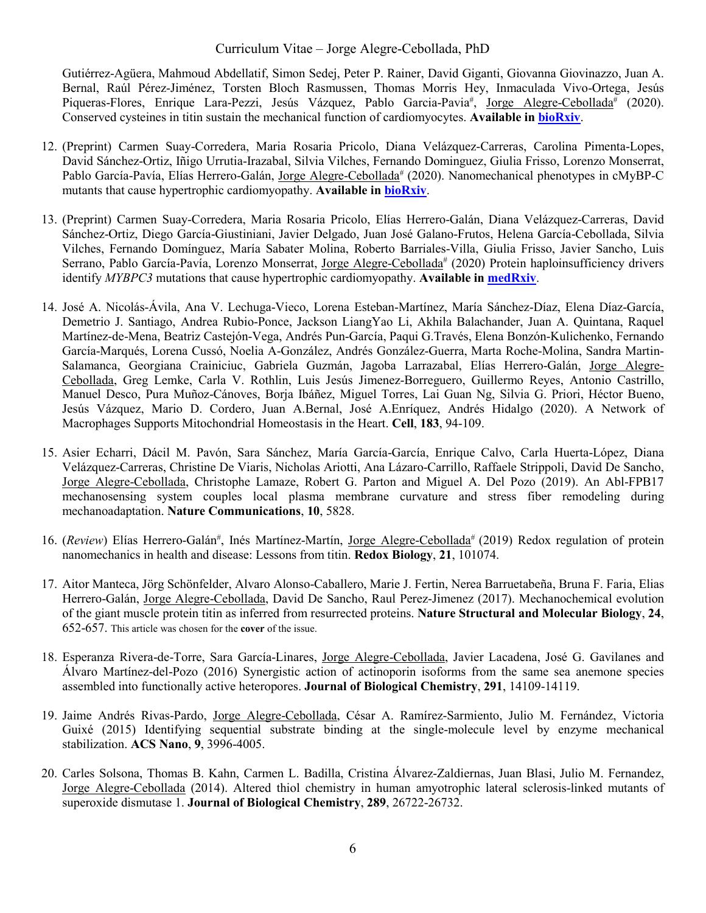Gutiérrez-Agüera, Mahmoud Abdellatif, Simon Sedej, Peter P. Rainer, David Giganti, Giovanna Giovinazzo, Juan A. Bernal, Raúl Pérez-Jiménez, Torsten Bloch Rasmussen, Thomas Morris Hey, Inmaculada Vivo-Ortega, Jesús Piqueras-Flores, Enrique Lara-Pezzi, Jesús Vázquez, Pablo Garcia-Pavia[#], Jorge Alegre-Cebollada[#] (2020). Conserved cysteines in titin sustain the mechanical function of cardiomyocytes. **Available in bioRxiv**.

12. (Preprint) Carmen Suay-Corredera, Maria Rosaria Pricolo, Diana Velázquez-Carreras, Carolina Pimenta-Lopes, David Sánchez-Ortiz, Iñigo Urrutia-Irazabal, Silvia Vilches, Fernando Dominguez, Giulia Frisso, Lorenzo Monserrat, Pablo García-Pavía, Elías Herrero-Galán, Jorge Alegre-Cebollada[#] (2020). Nanomechanical phenotypes in cMyBP-C mutants that cause hypertrophic cardiomyopathy. **Available in bioRxiv**.

13. (Preprint) Carmen Suay-Corredera, Maria Rosaria Pricolo, Elías Herrero-Galán, Diana Velázquez-Carreras, David Sánchez-Ortiz, Diego García-Giustiniani, Javier Delgado, Juan José Galano-Frutos, Helena García-Cebollada, Silvia Vilches, Fernando Domínguez, María Sabater Molina, Roberto Barriales-Villa, Giulia Frisso, Javier Sancho, Luis Serrano, Pablo García-Pavía, Lorenzo Monserrat, Jorge Alegre-Cebollada[#] (2020) Protein haploinsufficiency drivers identify *MYBPC3* mutations that cause hypertrophic cardiomyopathy. **Available in medRxiv**.

14. José A. Nicolás-Ávila, Ana V. Lechuga-Vieco, Lorena Esteban-Martínez, María Sánchez-Díaz, Elena Díaz-García, Demetrio J. Santiago, Andrea Rubio-Ponce, Jackson LiangYao Li, Akhila Balachander, Juan A. Quintana, Raquel Martínez-de-Mena, Beatriz Castejón-Vega, Andrés Pun-García, Paqui G.Través, Elena Bonzón-Kulichenko, Fernando García-Marqués, Lorena Cussó, Noelia A-González, Andrés González-Guerra, Marta Roche-Molina, Sandra Martin-Salamanca, Georgiana Crainiciuc, Gabriela Guzmán, Jagoba Larrazabal, Elías Herrero-Galán, Jorge Alegre-Cebollada, Greg Lemke, Carla V. Rothlin, Luis Jesús Jimenez-Borreguero, Guillermo Reyes, Antonio Castrillo, Manuel Desco, Pura Muñoz-Cánoves, Borja Ibáñez, Miguel Torres, Lai Guan Ng, Silvia G. Priori, Héctor Bueno, Jesús Vázquez, Mario D. Cordero, Juan A.Bernal, José A.Enríquez, Andrés Hidalgo (2020). A Network of Macrophages Supports Mitochondrial Homeostasis in the Heart. **Cell**, **183**, 94-109.

15. Asier Echarri, Dácil M. Pavón, Sara Sánchez, María García-García, Enrique Calvo, Carla Huerta-López, Diana Velázquez-Carreras, Christine De Viaris, Nicholas Ariotti, Ana Lázaro-Carrillo, Raffaele Strippoli, David De Sancho, Jorge Alegre-Cebollada, Christophe Lamaze, Robert G. Parton and Miguel A. Del Pozo (2019). An Abl-FPB17 mechanosensing system couples local plasma membrane curvature and stress fiber remodeling during mechanoadaptation. **Nature Communications**, **10**, 5828.

16. (*Review*) Elías Herrero-Galán[#], Inés Martínez-Martín, Jorge Alegre-Cebollada[#] (2019) Redox regulation of protein nanomechanics in health and disease: Lessons from titin. **Redox Biology**, **21**, 101074.

17. Aitor Manteca, Jörg Schönfelder, Alvaro Alonso-Caballero, Marie J. Fertin, Nerea Barruetabeña, Bruna F. Faria, Elias Herrero-Galán, Jorge Alegre-Cebollada, David De Sancho, Raul Perez-Jimenez (2017). Mechanochemical evolution of the giant muscle protein titin as inferred from resurrected proteins. **Nature Structural and Molecular Biology**, **24**, 652-657. This article was chosen for the **cover** of the issue.

18. Esperanza Rivera-de-Torre, Sara García-Linares, Jorge Alegre-Cebollada, Javier Lacadena, José G. Gavilanes and Álvaro Martínez-del-Pozo (2016) Synergistic action of actinoporin isoforms from the same sea anemone species assembled into functionally active heteropores. **Journal of Biological Chemistry**, **291**, 14109-14119.

19. Jaime Andrés Rivas-Pardo, Jorge Alegre-Cebollada, César A. Ramírez-Sarmiento, Julio M. Fernández, Victoria Guixé (2015) Identifying sequential substrate binding at the single-molecule level by enzyme mechanical stabilization. **ACS Nano**, **9**, 3996-4005.

20. Carles Solsona, Thomas B. Kahn, Carmen L. Badilla, Cristina Álvarez-Zaldiernas, Juan Blasi, Julio M. Fernandez, Jorge Alegre-Cebollada (2014). Altered thiol chemistry in human amyotrophic lateral sclerosis-linked mutants of superoxide dismutase 1. **Journal of Biological Chemistry**, **289**, 26722-26732.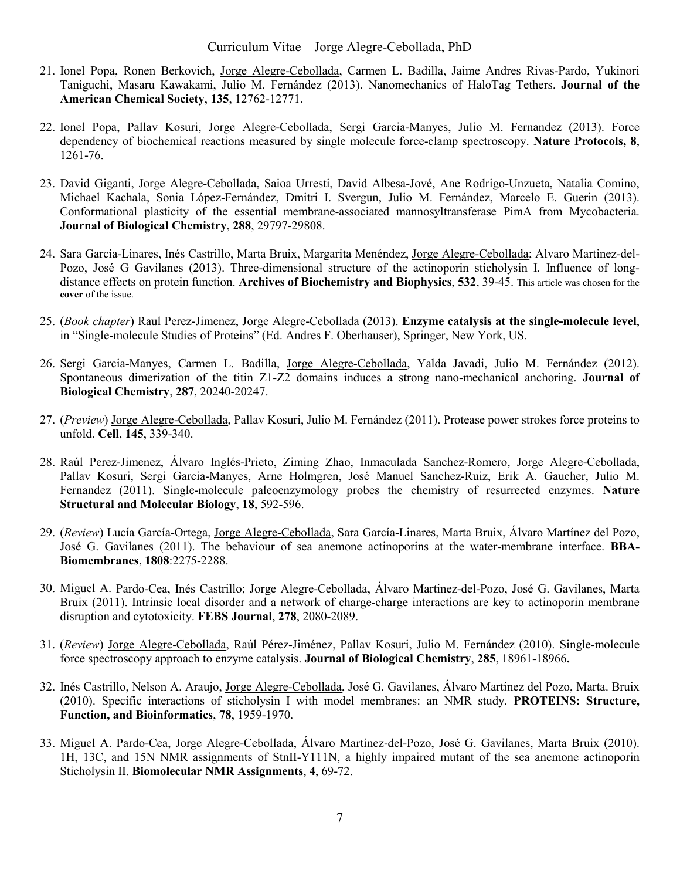21. Ionel Popa, Ronen Berkovich, <u>Jorge Alegre-Cebollada</u>, Carmen L. Badilla, Jaime Andres Rivas-Pardo, Yukinori Taniguchi, Masaru Kawakami, Julio M. Fernández (2013). Nanomechanics of HaloTag Tethers. **Journal of the American Chemical Society**, **135**, 12762-12771.

22. Ionel Popa, Pallav Kosuri, <u>Jorge Alegre-Cebollada</u>, Sergi Garcia-Manyes, Julio M. Fernandez (2013). Force dependency of biochemical reactions measured by single molecule force-clamp spectroscopy. **Nature Protocols, 8**, 1261-76.

23. David Giganti, <u>Jorge Alegre-Cebollada</u>, Saioa Urresti, David Albesa-Jové, Ane Rodrigo-Unzueta, Natalia Comino, Michael Kachala, Sonia López-Fernández, Dmitri I. Svergun, Julio M. Fernández, Marcelo E. Guerin (2013). Conformational plasticity of the essential membrane-associated mannosyltransferase PimA from Mycobacteria. **Journal of Biological Chemistry**, **288**, 29797-29808.

24. Sara García-Linares, Inés Castrillo, Marta Bruix, Margarita Menéndez, <u>Jorge Alegre-Cebollada</u>; Alvaro Martinez-del-Pozo, José G Gavilanes (2013). Three-dimensional structure of the actinoporin sticholysin I. Influence of long-distance effects on protein function. **Archives of Biochemistry and Biophysics**, **532**, 39-45. This article was chosen for the **cover** of the issue.

25. (*Book chapter*) Raul Perez-Jimenez, <u>Jorge Alegre-Cebollada</u> (2013). **Enzyme catalysis at the single-molecule level**, in "Single-molecule Studies of Proteins" (Ed. Andres F. Oberhauser), Springer, New York, US.

26. Sergi Garcia-Manyes, Carmen L. Badilla, <u>Jorge Alegre-Cebollada</u>, Yalda Javadi, Julio M. Fernández (2012). Spontaneous dimerization of the titin Z1-Z2 domains induces a strong nano-mechanical anchoring. **Journal of Biological Chemistry**, **287**, 20240-20247.

27. (*Preview*) <u>Jorge Alegre-Cebollada</u>, Pallav Kosuri, Julio M. Fernández (2011). Protease power strokes force proteins to unfold. **Cell**, **145**, 339-340.

28. Raúl Perez-Jimenez, Álvaro Inglés-Prieto, Ziming Zhao, Inmaculada Sanchez-Romero, <u>Jorge Alegre-Cebollada</u>, Pallav Kosuri, Sergi Garcia-Manyes, Arne Holmgren, José Manuel Sanchez-Ruiz, Erik A. Gaucher, Julio M. Fernandez (2011). Single-molecule paleoenzymology probes the chemistry of resurrected enzymes. **Nature Structural and Molecular Biology**, **18**, 592-596.

29. (*Review*) Lucía García-Ortega, <u>Jorge Alegre-Cebollada</u>, Sara García-Linares, Marta Bruix, Álvaro Martínez del Pozo, José G. Gavilanes (2011). The behaviour of sea anemone actinoporins at the water-membrane interface. **BBA-Biomembranes**, **1808**:2275-2288.

30. Miguel A. Pardo-Cea, Inés Castrillo; <u>Jorge Alegre-Cebollada</u>, Álvaro Martinez-del-Pozo, José G. Gavilanes, Marta Bruix (2011). Intrinsic local disorder and a network of charge-charge interactions are key to actinoporin membrane disruption and cytotoxicity. **FEBS Journal**, **278**, 2080-2089.

31. (*Review*) <u>Jorge Alegre-Cebollada</u>, Raúl Pérez-Jiménez, Pallav Kosuri, Julio M. Fernández (2010). Single-molecule force spectroscopy approach to enzyme catalysis. **Journal of Biological Chemistry**, **285**, 18961-18966**.**

32. Inés Castrillo, Nelson A. Araujo, <u>Jorge Alegre-Cebollada</u>, José G. Gavilanes, Álvaro Martínez del Pozo, Marta. Bruix (2010). Specific interactions of sticholysin I with model membranes: an NMR study. **PROTEINS: Structure, Function, and Bioinformatics**, **78**, 1959-1970.

33. Miguel A. Pardo-Cea, <u>Jorge Alegre-Cebollada</u>, Álvaro Martínez-del-Pozo, José G. Gavilanes, Marta Bruix (2010). 1H, 13C, and 15N NMR assignments of StnII-Y111N, a highly impaired mutant of the sea anemone actinoporin Sticholysin II. **Biomolecular NMR Assignments**, **4**, 69-72.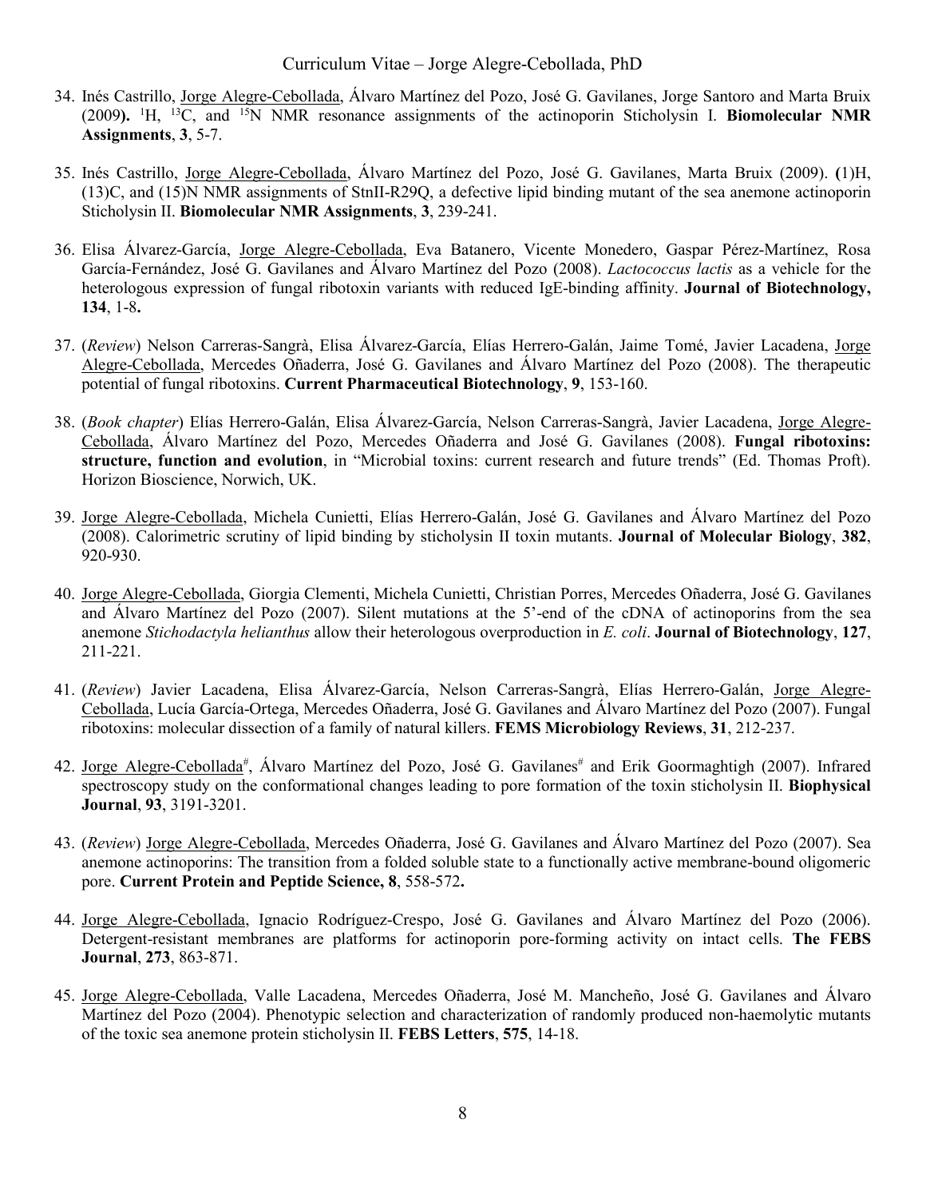34. Inés Castrillo, <u>Jorge Alegre-Cebollada</u>, Álvaro Martínez del Pozo, José G. Gavilanes, Jorge Santoro and Marta Bruix (2009**).** $^{1}$H, $^{13}$C, and $^{15}$N NMR resonance assignments of the actinoporin Sticholysin I. **Biomolecular NMR Assignments**, **3**, 5-7.

35. Inés Castrillo, <u>Jorge Alegre-Cebollada</u>, Álvaro Martínez del Pozo, José G. Gavilanes, Marta Bruix (2009). **(**1)H, (13)C, and (15)N NMR assignments of StnII-R29Q, a defective lipid binding mutant of the sea anemone actinoporin Sticholysin II. **Biomolecular NMR Assignments**, **3**, 239-241.

36. Elisa Álvarez-García, <u>Jorge Alegre-Cebollada</u>, Eva Batanero, Vicente Monedero, Gaspar Pérez-Martínez, Rosa García-Fernández, José G. Gavilanes and Álvaro Martínez del Pozo (2008). *Lactococcus lactis* as a vehicle for the heterologous expression of fungal ribotoxin variants with reduced IgE-binding affinity. **Journal of Biotechnology, 134**, 1-8**.**

37. (*Review*) Nelson Carreras-Sangrà, Elisa Álvarez-García, Elías Herrero-Galán, Jaime Tomé, Javier Lacadena, <u>Jorge Alegre-Cebollada</u>, Mercedes Oñaderra, José G. Gavilanes and Álvaro Martínez del Pozo (2008). The therapeutic potential of fungal ribotoxins. **Current Pharmaceutical Biotechnology**, **9**, 153-160.

38. (*Book chapter*) Elías Herrero-Galán, Elisa Álvarez-García, Nelson Carreras-Sangrà, Javier Lacadena, <u>Jorge Alegre-Cebollada</u>, Álvaro Martínez del Pozo, Mercedes Oñaderra and José G. Gavilanes (2008). **Fungal ribotoxins: structure, function and evolution**, in "Microbial toxins: current research and future trends" (Ed. Thomas Proft). Horizon Bioscience, Norwich, UK.

39. <u>Jorge Alegre-Cebollada</u>, Michela Cunietti, Elías Herrero-Galán, José G. Gavilanes and Álvaro Martínez del Pozo (2008). Calorimetric scrutiny of lipid binding by sticholysin II toxin mutants. **Journal of Molecular Biology**, **382**, 920-930.

40. <u>Jorge Alegre-Cebollada</u>, Giorgia Clementi, Michela Cunietti, Christian Porres, Mercedes Oñaderra, José G. Gavilanes and Álvaro Martínez del Pozo (2007). Silent mutations at the 5'-end of the cDNA of actinoporins from the sea anemone *Stichodactyla helianthus* allow their heterologous overproduction in *E. coli*. **Journal of Biotechnology**, **127**, 211-221.

41. (*Review*) Javier Lacadena, Elisa Álvarez-García, Nelson Carreras-Sangrà, Elías Herrero-Galán, <u>Jorge Alegre-Cebollada</u>, Lucía García-Ortega, Mercedes Oñaderra, José G. Gavilanes and Álvaro Martínez del Pozo (2007). Fungal ribotoxins: molecular dissection of a family of natural killers. **FEMS Microbiology Reviews**, **31**, 212-237.

42. <u>Jorge Alegre-Cebollada</u>[#], Álvaro Martínez del Pozo, José G. Gavilanes[#] and Erik Goormaghtigh (2007). Infrared spectroscopy study on the conformational changes leading to pore formation of the toxin sticholysin II. **Biophysical Journal**, **93**, 3191-3201.

43. (*Review*) <u>Jorge Alegre-Cebollada</u>, Mercedes Oñaderra, José G. Gavilanes and Álvaro Martínez del Pozo (2007). Sea anemone actinoporins: The transition from a folded soluble state to a functionally active membrane-bound oligomeric pore. **Current Protein and Peptide Science, 8**, 558-572**.**

44. <u>Jorge Alegre-Cebollada</u>, Ignacio Rodríguez-Crespo, José G. Gavilanes and Álvaro Martínez del Pozo (2006). Detergent-resistant membranes are platforms for actinoporin pore-forming activity on intact cells. **The FEBS Journal**, **273**, 863-871.

45. <u>Jorge Alegre-Cebollada</u>, Valle Lacadena, Mercedes Oñaderra, José M. Mancheño, José G. Gavilanes and Álvaro Martínez del Pozo (2004). Phenotypic selection and characterization of randomly produced non-haemolytic mutants of the toxic sea anemone protein sticholysin II. **FEBS Letters**, **575**, 14-18.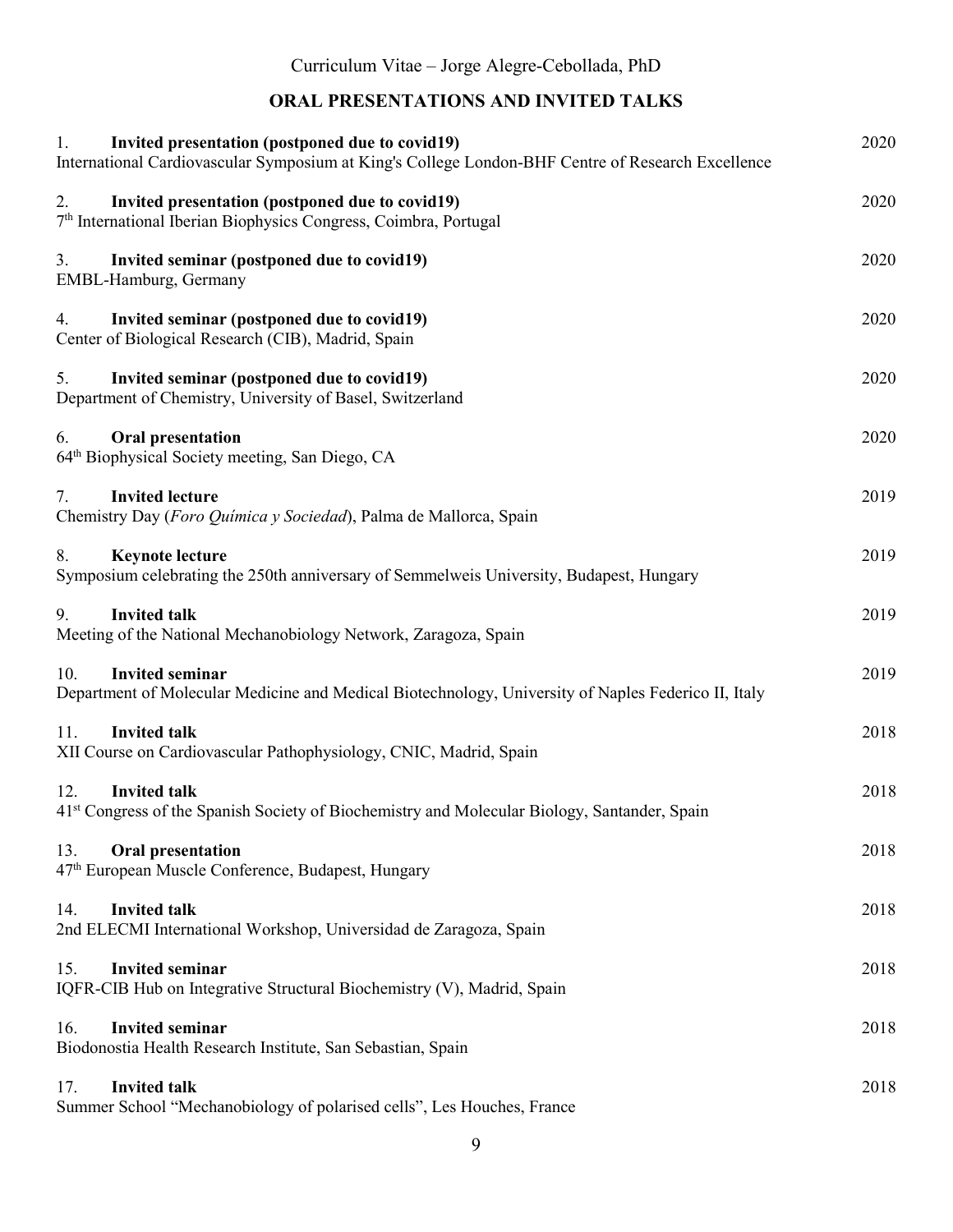## ORAL PRESENTATIONS AND INVITED TALKS

1. **Invited presentation (postponed due to covid19)** — 2020
International Cardiovascular Symposium at King's College London-BHF Centre of Research Excellence

2. **Invited presentation (postponed due to covid19)** — 2020
7th International Iberian Biophysics Congress, Coimbra, Portugal

3. **Invited seminar (postponed due to covid19)** — 2020
EMBL-Hamburg, Germany

4. **Invited seminar (postponed due to covid19)** — 2020
Center of Biological Research (CIB), Madrid, Spain

5. **Invited seminar (postponed due to covid19)** — 2020
Department of Chemistry, University of Basel, Switzerland

6. **Oral presentation** — 2020
64th Biophysical Society meeting, San Diego, CA

7. **Invited lecture** — 2019
Chemistry Day (*Foro Química y Sociedad*), Palma de Mallorca, Spain

8. **Keynote lecture** — 2019
Symposium celebrating the 250th anniversary of Semmelweis University, Budapest, Hungary

9. **Invited talk** — 2019
Meeting of the National Mechanobiology Network, Zaragoza, Spain

10. **Invited seminar** — 2019
Department of Molecular Medicine and Medical Biotechnology, University of Naples Federico II, Italy

11. **Invited talk** — 2018
XII Course on Cardiovascular Pathophysiology, CNIC, Madrid, Spain

12. **Invited talk** — 2018
41st Congress of the Spanish Society of Biochemistry and Molecular Biology, Santander, Spain

13. **Oral presentation** — 2018
47th European Muscle Conference, Budapest, Hungary

14. **Invited talk** — 2018
2nd ELECMI International Workshop, Universidad de Zaragoza, Spain

15. **Invited seminar** — 2018
IQFR-CIB Hub on Integrative Structural Biochemistry (V), Madrid, Spain

16. **Invited seminar** — 2018
Biodonostia Health Research Institute, San Sebastian, Spain

17. **Invited talk** — 2018
Summer School "Mechanobiology of polarised cells", Les Houches, France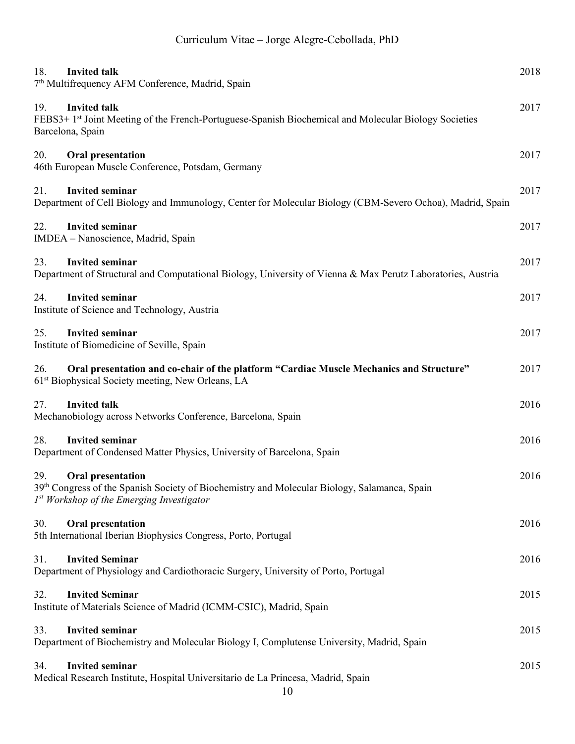18. **Invited talk** 2018
7th Multifrequency AFM Conference, Madrid, Spain

19. **Invited talk** 2017
FEBS3+ 1st Joint Meeting of the French-Portuguese-Spanish Biochemical and Molecular Biology Societies Barcelona, Spain

20. **Oral presentation** 2017
46th European Muscle Conference, Potsdam, Germany

21. **Invited seminar** 2017
Department of Cell Biology and Immunology, Center for Molecular Biology (CBM-Severo Ochoa), Madrid, Spain

22. **Invited seminar** 2017
IMDEA – Nanoscience, Madrid, Spain

23. **Invited seminar** 2017
Department of Structural and Computational Biology, University of Vienna & Max Perutz Laboratories, Austria

24. **Invited seminar** 2017
Institute of Science and Technology, Austria

25. **Invited seminar** 2017
Institute of Biomedicine of Seville, Spain

26. **Oral presentation and co-chair of the platform "Cardiac Muscle Mechanics and Structure"** 2017
61st Biophysical Society meeting, New Orleans, LA

27. **Invited talk** 2016
Mechanobiology across Networks Conference, Barcelona, Spain

28. **Invited seminar** 2016
Department of Condensed Matter Physics, University of Barcelona, Spain

29. **Oral presentation** 2016
39th Congress of the Spanish Society of Biochemistry and Molecular Biology, Salamanca, Spain
*1st Workshop of the Emerging Investigator*

30. **Oral presentation** 2016
5th International Iberian Biophysics Congress, Porto, Portugal

31. **Invited Seminar** 2016
Department of Physiology and Cardiothoracic Surgery, University of Porto, Portugal

32. **Invited Seminar** 2015
Institute of Materials Science of Madrid (ICMM-CSIC), Madrid, Spain

33. **Invited seminar** 2015
Department of Biochemistry and Molecular Biology I, Complutense University, Madrid, Spain

34. **Invited seminar** 2015
Medical Research Institute, Hospital Universitario de La Princesa, Madrid, Spain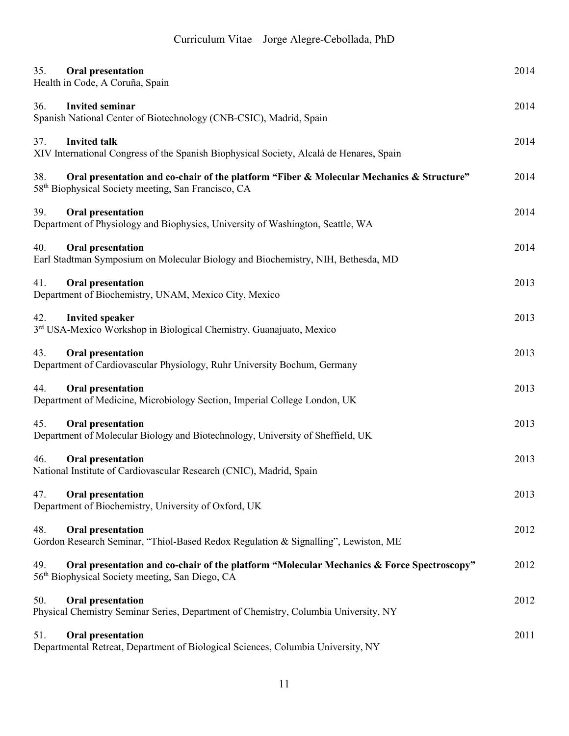35. **Oral presentation** 2014
Health in Code, A Coruña, Spain

36. **Invited seminar** 2014
Spanish National Center of Biotechnology (CNB-CSIC), Madrid, Spain

37. **Invited talk** 2014
XIV International Congress of the Spanish Biophysical Society, Alcalá de Henares, Spain

38. **Oral presentation and co-chair of the platform "Fiber & Molecular Mechanics & Structure"** 2014
58th Biophysical Society meeting, San Francisco, CA

39. **Oral presentation** 2014
Department of Physiology and Biophysics, University of Washington, Seattle, WA

40. **Oral presentation** 2014
Earl Stadtman Symposium on Molecular Biology and Biochemistry, NIH, Bethesda, MD

41. **Oral presentation** 2013
Department of Biochemistry, UNAM, Mexico City, Mexico

42. **Invited speaker** 2013
3rd USA-Mexico Workshop in Biological Chemistry. Guanajuato, Mexico

43. **Oral presentation** 2013
Department of Cardiovascular Physiology, Ruhr University Bochum, Germany

44. **Oral presentation** 2013
Department of Medicine, Microbiology Section, Imperial College London, UK

45. **Oral presentation** 2013
Department of Molecular Biology and Biotechnology, University of Sheffield, UK

46. **Oral presentation** 2013
National Institute of Cardiovascular Research (CNIC), Madrid, Spain

47. **Oral presentation** 2013
Department of Biochemistry, University of Oxford, UK

48. **Oral presentation** 2012
Gordon Research Seminar, "Thiol-Based Redox Regulation & Signalling", Lewiston, ME

49. **Oral presentation and co-chair of the platform "Molecular Mechanics & Force Spectroscopy"** 2012
56th Biophysical Society meeting, San Diego, CA

50. **Oral presentation** 2012
Physical Chemistry Seminar Series, Department of Chemistry, Columbia University, NY

51. **Oral presentation** 2011
Departmental Retreat, Department of Biological Sciences, Columbia University, NY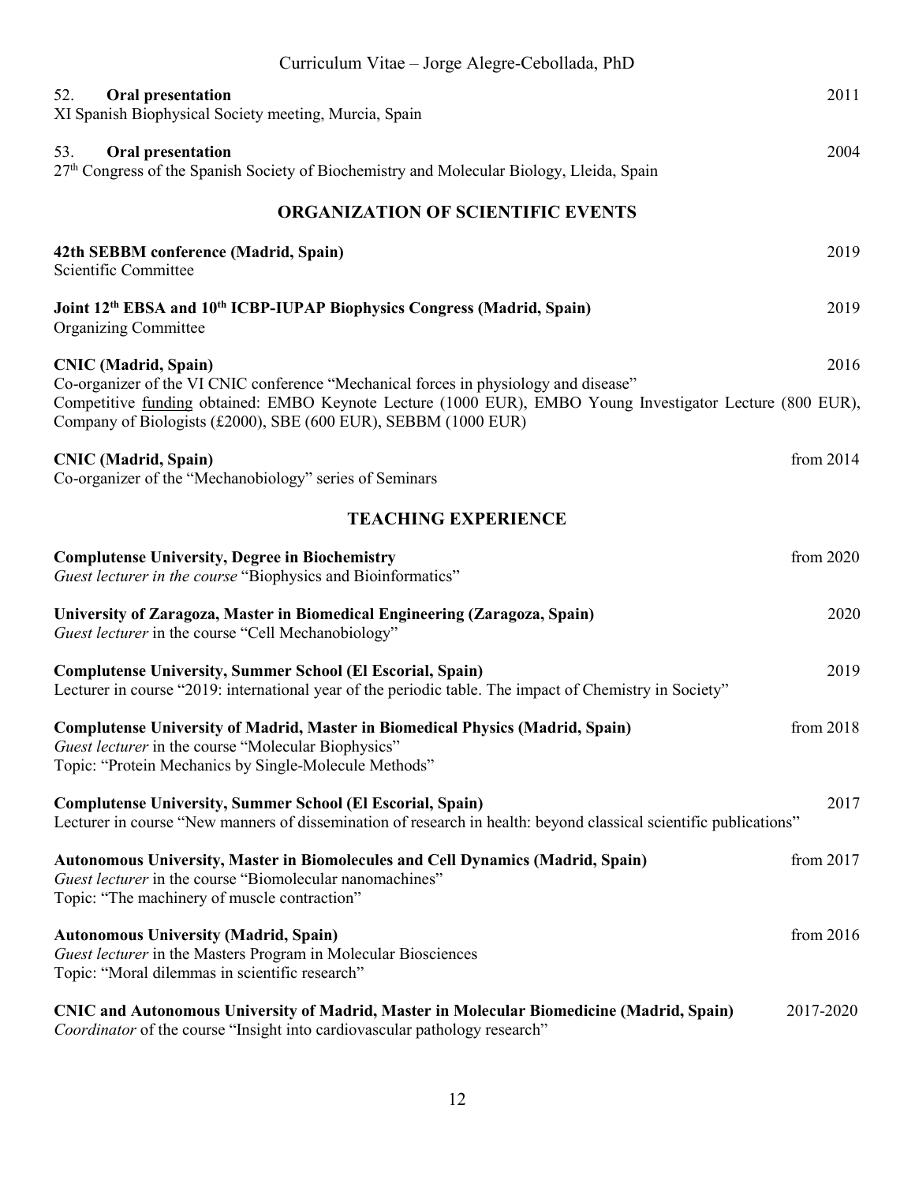52. **Oral presentation** 2011
XI Spanish Biophysical Society meeting, Murcia, Spain

53. **Oral presentation** 2004
27th Congress of the Spanish Society of Biochemistry and Molecular Biology, Lleida, Spain

## ORGANIZATION OF SCIENTIFIC EVENTS

**42th SEBBM conference (Madrid, Spain)** 2019
Scientific Committee

**Joint 12th EBSA and 10th ICBP-IUPAP Biophysics Congress (Madrid, Spain)** 2019
Organizing Committee

**CNIC (Madrid, Spain)** 2016
Co-organizer of the VI CNIC conference "Mechanical forces in physiology and disease"
Competitive funding obtained: EMBO Keynote Lecture (1000 EUR), EMBO Young Investigator Lecture (800 EUR), Company of Biologists (£2000), SBE (600 EUR), SEBBM (1000 EUR)

**CNIC (Madrid, Spain)** from 2014
Co-organizer of the "Mechanobiology" series of Seminars

## TEACHING EXPERIENCE

**Complutense University, Degree in Biochemistry** from 2020
*Guest lecturer in the course* "Biophysics and Bioinformatics"

**University of Zaragoza, Master in Biomedical Engineering (Zaragoza, Spain)** 2020
*Guest lecturer* in the course "Cell Mechanobiology"

**Complutense University, Summer School (El Escorial, Spain)** 2019
Lecturer in course "2019: international year of the periodic table. The impact of Chemistry in Society"

**Complutense University of Madrid, Master in Biomedical Physics (Madrid, Spain)** from 2018
*Guest lecturer* in the course "Molecular Biophysics"
Topic: "Protein Mechanics by Single-Molecule Methods"

**Complutense University, Summer School (El Escorial, Spain)** 2017
Lecturer in course "New manners of dissemination of research in health: beyond classical scientific publications"

**Autonomous University, Master in Biomolecules and Cell Dynamics (Madrid, Spain)** from 2017
*Guest lecturer* in the course "Biomolecular nanomachines"
Topic: "The machinery of muscle contraction"

**Autonomous University (Madrid, Spain)** from 2016
*Guest lecturer* in the Masters Program in Molecular Biosciences
Topic: "Moral dilemmas in scientific research"

**CNIC and Autonomous University of Madrid, Master in Molecular Biomedicine (Madrid, Spain)** 2017-2020
*Coordinator* of the course "Insight into cardiovascular pathology research"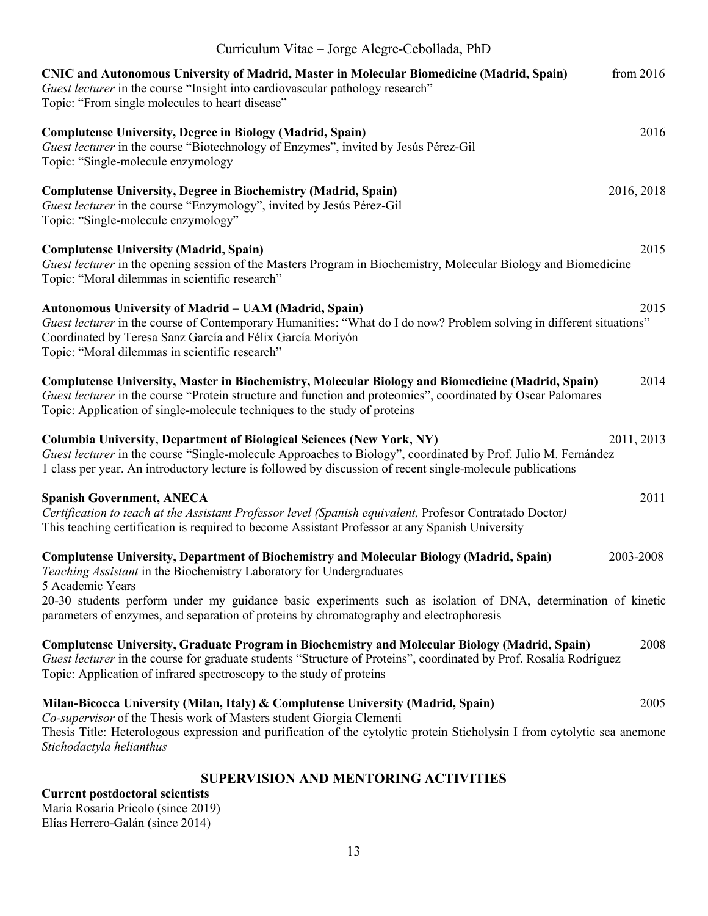**CNIC and Autonomous University of Madrid, Master in Molecular Biomedicine (Madrid, Spain)** from 2016
*Guest lecturer* in the course "Insight into cardiovascular pathology research"
Topic: "From single molecules to heart disease"

**Complutense University, Degree in Biology (Madrid, Spain)** 2016
*Guest lecturer* in the course "Biotechnology of Enzymes", invited by Jesús Pérez-Gil
Topic: "Single-molecule enzymology

**Complutense University, Degree in Biochemistry (Madrid, Spain)** 2016, 2018
*Guest lecturer* in the course "Enzymology", invited by Jesús Pérez-Gil
Topic: "Single-molecule enzymology"

**Complutense University (Madrid, Spain)** 2015
*Guest lecturer* in the opening session of the Masters Program in Biochemistry, Molecular Biology and Biomedicine
Topic: "Moral dilemmas in scientific research"

**Autonomous University of Madrid – UAM (Madrid, Spain)** 2015
*Guest lecturer* in the course of Contemporary Humanities: "What do I do now? Problem solving in different situations"
Coordinated by Teresa Sanz García and Félix García Moriyón
Topic: "Moral dilemmas in scientific research"

**Complutense University, Master in Biochemistry, Molecular Biology and Biomedicine (Madrid, Spain)** 2014
*Guest lecturer* in the course "Protein structure and function and proteomics", coordinated by Oscar Palomares
Topic: Application of single-molecule techniques to the study of proteins

**Columbia University, Department of Biological Sciences (New York, NY)** 2011, 2013
*Guest lecturer* in the course "Single-molecule Approaches to Biology", coordinated by Prof. Julio M. Fernández
1 class per year. An introductory lecture is followed by discussion of recent single-molecule publications

**Spanish Government, ANECA** 2011
*Certification to teach at the Assistant Professor level (Spanish equivalent,* Profesor Contratado Doctor*)*
This teaching certification is required to become Assistant Professor at any Spanish University

**Complutense University, Department of Biochemistry and Molecular Biology (Madrid, Spain)** 2003-2008
*Teaching Assistant* in the Biochemistry Laboratory for Undergraduates
5 Academic Years
20-30 students perform under my guidance basic experiments such as isolation of DNA, determination of kinetic parameters of enzymes, and separation of proteins by chromatography and electrophoresis

**Complutense University, Graduate Program in Biochemistry and Molecular Biology (Madrid, Spain)** 2008
*Guest lecturer* in the course for graduate students "Structure of Proteins", coordinated by Prof. Rosalía Rodríguez
Topic: Application of infrared spectroscopy to the study of proteins

**Milan-Bicocca University (Milan, Italy) & Complutense University (Madrid, Spain)** 2005
*Co-supervisor* of the Thesis work of Masters student Giorgia Clementi
Thesis Title: Heterologous expression and purification of the cytolytic protein Sticholysin I from cytolytic sea anemone *Stichodactyla helianthus*

## SUPERVISION AND MENTORING ACTIVITIES

**Current postdoctoral scientists**
Maria Rosaria Pricolo (since 2019)
Elías Herrero-Galán (since 2014)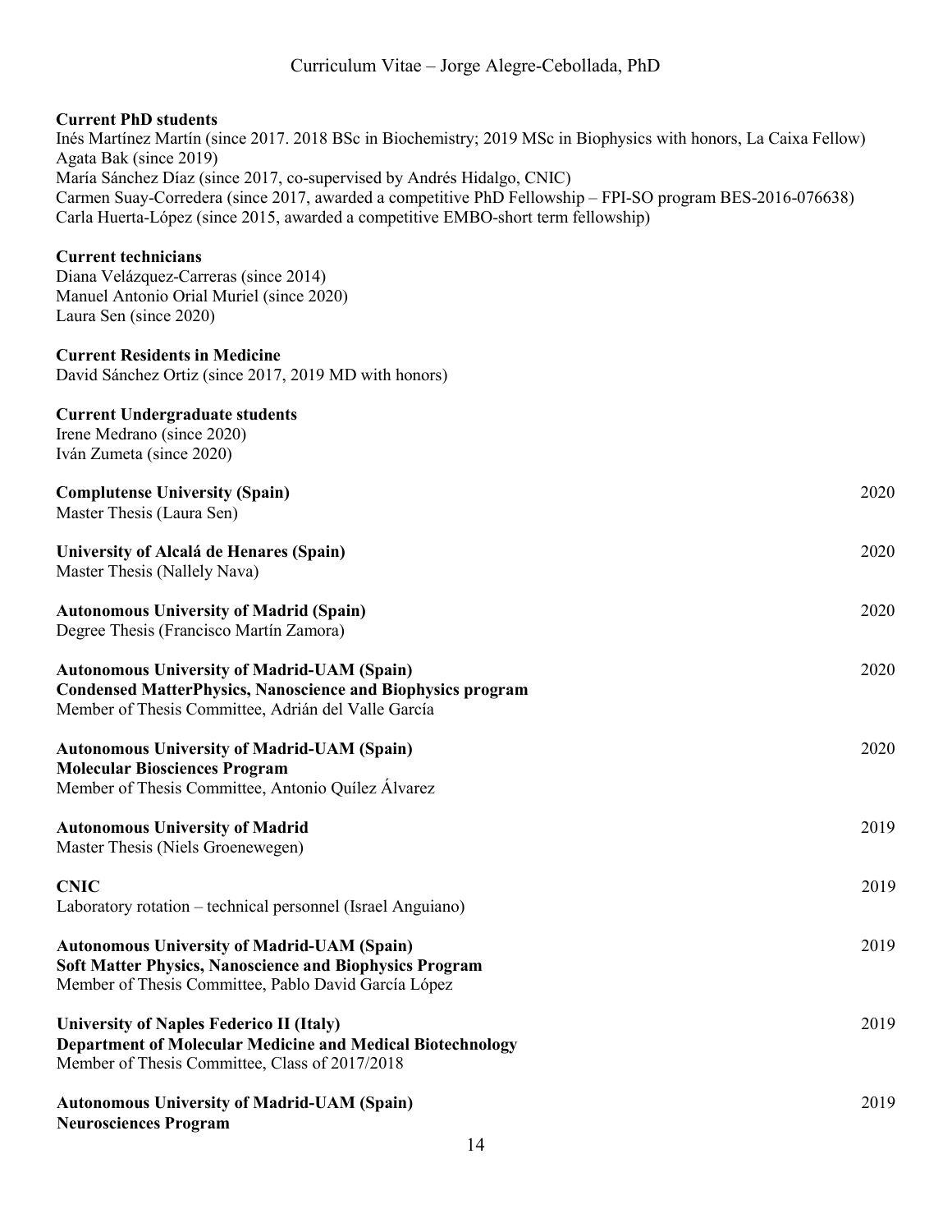**Current PhD students**
Inés Martínez Martín (since 2017. 2018 BSc in Biochemistry; 2019 MSc in Biophysics with honors, La Caixa Fellow)
Agata Bak (since 2019)
María Sánchez Díaz (since 2017, co-supervised by Andrés Hidalgo, CNIC)
Carmen Suay-Corredera (since 2017, awarded a competitive PhD Fellowship – FPI-SO program BES-2016-076638)
Carla Huerta-López (since 2015, awarded a competitive EMBO-short term fellowship)

**Current technicians**
Diana Velázquez-Carreras (since 2014)
Manuel Antonio Orial Muriel (since 2020)
Laura Sen (since 2020)

**Current Residents in Medicine**
David Sánchez Ortiz (since 2017, 2019 MD with honors)

**Current Undergraduate students**
Irene Medrano (since 2020)
Iván Zumeta (since 2020)

**Complutense University (Spain)** — 2020
Master Thesis (Laura Sen)

**University of Alcalá de Henares (Spain)** — 2020
Master Thesis (Nallely Nava)

**Autonomous University of Madrid (Spain)** — 2020
Degree Thesis (Francisco Martín Zamora)

**Autonomous University of Madrid-UAM (Spain)** — 2020
**Condensed MatterPhysics, Nanoscience and Biophysics program**
Member of Thesis Committee, Adrián del Valle García

**Autonomous University of Madrid-UAM (Spain)** — 2020
**Molecular Biosciences Program**
Member of Thesis Committee, Antonio Quílez Álvarez

**Autonomous University of Madrid** — 2019
Master Thesis (Niels Groenewegen)

**CNIC** — 2019
Laboratory rotation – technical personnel (Israel Anguiano)

**Autonomous University of Madrid-UAM (Spain)** — 2019
**Soft Matter Physics, Nanoscience and Biophysics Program**
Member of Thesis Committee, Pablo David García López

**University of Naples Federico II (Italy)** — 2019
**Department of Molecular Medicine and Medical Biotechnology**
Member of Thesis Committee, Class of 2017/2018

**Autonomous University of Madrid-UAM (Spain)** — 2019
**Neurosciences Program**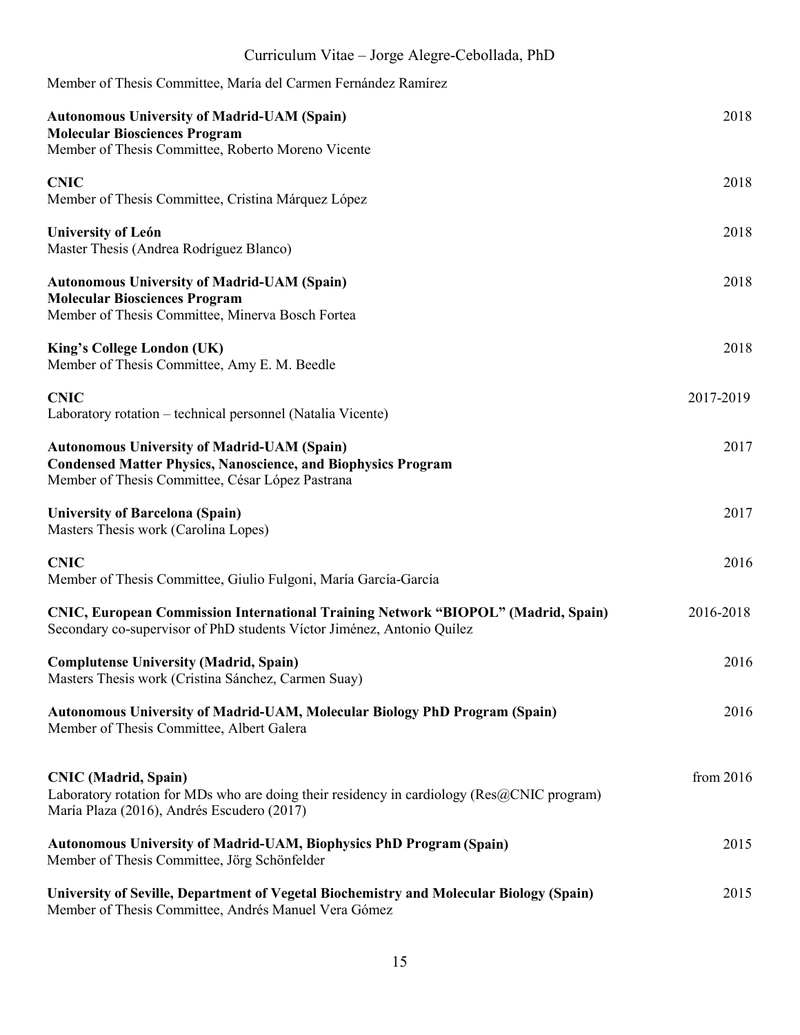Member of Thesis Committee, María del Carmen Fernández Ramírez

**Autonomous University of Madrid-UAM (Spain)** 2018
**Molecular Biosciences Program**
Member of Thesis Committee, Roberto Moreno Vicente

**CNIC** 2018
Member of Thesis Committee, Cristina Márquez López

**University of León** 2018
Master Thesis (Andrea Rodríguez Blanco)

**Autonomous University of Madrid-UAM (Spain)** 2018
**Molecular Biosciences Program**
Member of Thesis Committee, Minerva Bosch Fortea

**King's College London (UK)** 2018
Member of Thesis Committee, Amy E. M. Beedle

**CNIC** 2017-2019
Laboratory rotation – technical personnel (Natalia Vicente)

**Autonomous University of Madrid-UAM (Spain)** 2017
**Condensed Matter Physics, Nanoscience, and Biophysics Program**
Member of Thesis Committee, César López Pastrana

**University of Barcelona (Spain)** 2017
Masters Thesis work (Carolina Lopes)

**CNIC** 2016
Member of Thesis Committee, Giulio Fulgoni, María García-García

**CNIC, European Commission International Training Network "BIOPOL" (Madrid, Spain)** 2016-2018
Secondary co-supervisor of PhD students Víctor Jiménez, Antonio Quílez

**Complutense University (Madrid, Spain)** 2016
Masters Thesis work (Cristina Sánchez, Carmen Suay)

**Autonomous University of Madrid-UAM, Molecular Biology PhD Program (Spain)** 2016
Member of Thesis Committee, Albert Galera

**CNIC (Madrid, Spain)** from 2016
Laboratory rotation for MDs who are doing their residency in cardiology (Res@CNIC program)
María Plaza (2016), Andrés Escudero (2017)

**Autonomous University of Madrid-UAM, Biophysics PhD Program (Spain)** 2015
Member of Thesis Committee, Jörg Schönfelder

**University of Seville, Department of Vegetal Biochemistry and Molecular Biology (Spain)** 2015
Member of Thesis Committee, Andrés Manuel Vera Gómez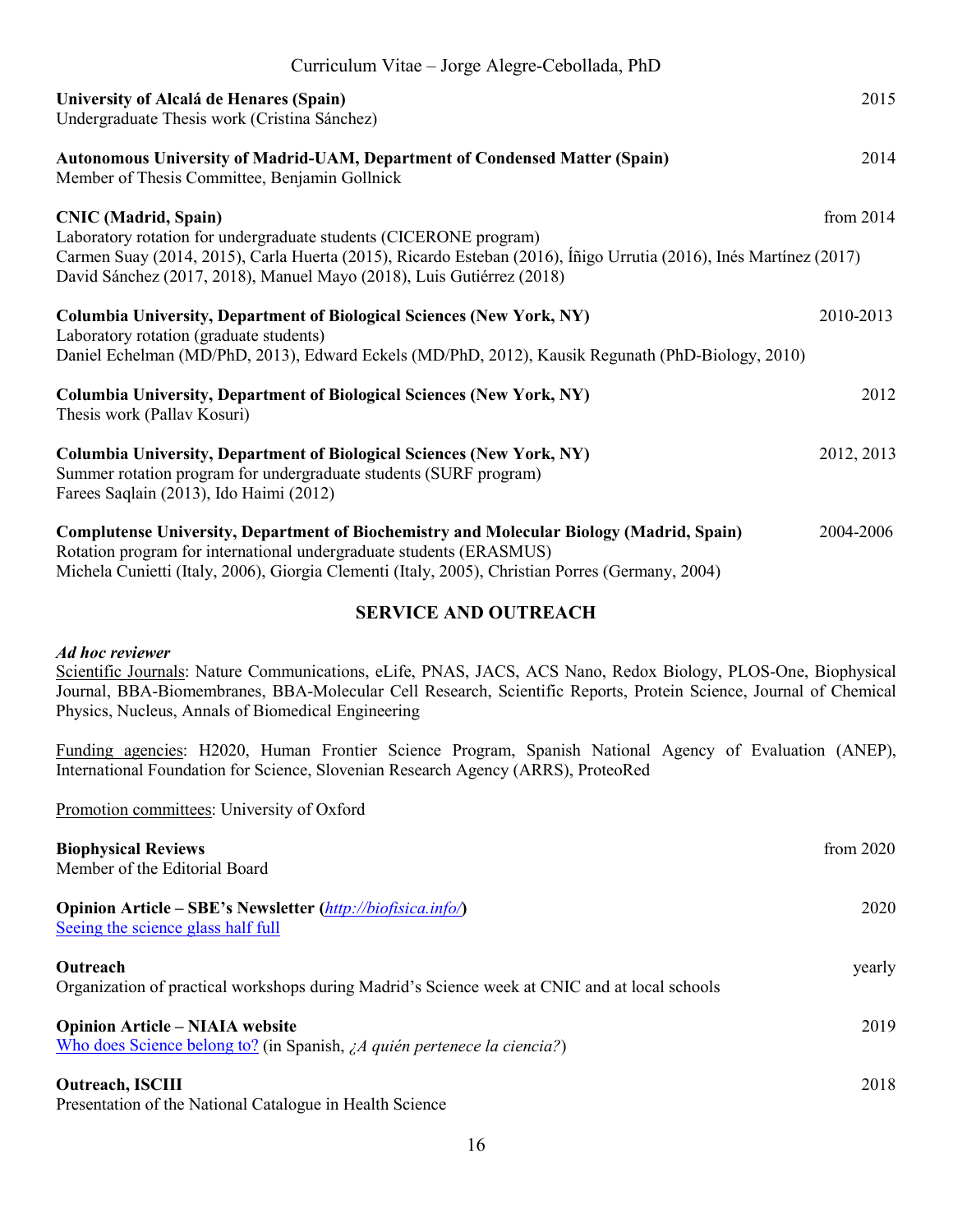**University of Alcalá de Henares (Spain)** 2015
Undergraduate Thesis work (Cristina Sánchez)

**Autonomous University of Madrid-UAM, Department of Condensed Matter (Spain)** 2014
Member of Thesis Committee, Benjamin Gollnick

**CNIC (Madrid, Spain)** from 2014
Laboratory rotation for undergraduate students (CICERONE program)
Carmen Suay (2014, 2015), Carla Huerta (2015), Ricardo Esteban (2016), Íñigo Urrutia (2016), Inés Martínez (2017) David Sánchez (2017, 2018), Manuel Mayo (2018), Luis Gutiérrez (2018)

**Columbia University, Department of Biological Sciences (New York, NY)** 2010-2013
Laboratory rotation (graduate students)
Daniel Echelman (MD/PhD, 2013), Edward Eckels (MD/PhD, 2012), Kausik Regunath (PhD-Biology, 2010)

**Columbia University, Department of Biological Sciences (New York, NY)** 2012
Thesis work (Pallav Kosuri)

**Columbia University, Department of Biological Sciences (New York, NY)** 2012, 2013
Summer rotation program for undergraduate students (SURF program)
Farees Saqlain (2013), Ido Haimi (2012)

**Complutense University, Department of Biochemistry and Molecular Biology (Madrid, Spain)** 2004-2006
Rotation program for international undergraduate students (ERASMUS)
Michela Cunietti (Italy, 2006), Giorgia Clementi (Italy, 2005), Christian Porres (Germany, 2004)

## SERVICE AND OUTREACH

***Ad hoc reviewer***
Scientific Journals: Nature Communications, eLife, PNAS, JACS, ACS Nano, Redox Biology, PLOS-One, Biophysical Journal, BBA-Biomembranes, BBA-Molecular Cell Research, Scientific Reports, Protein Science, Journal of Chemical Physics, Nucleus, Annals of Biomedical Engineering

Funding agencies: H2020, Human Frontier Science Program, Spanish National Agency of Evaluation (ANEP), International Foundation for Science, Slovenian Research Agency (ARRS), ProteoRed

Promotion committees: University of Oxford

**Biophysical Reviews** from 2020
Member of the Editorial Board

**Opinion Article – SBE's Newsletter (*http://biofisica.info/*)** 2020
Seeing the science glass half full

**Outreach** yearly
Organization of practical workshops during Madrid's Science week at CNIC and at local schools

**Opinion Article – NIAIA website** 2019
Who does Science belong to? (in Spanish, *¿A quién pertenece la ciencia?*)

**Outreach, ISCIII** 2018
Presentation of the National Catalogue in Health Science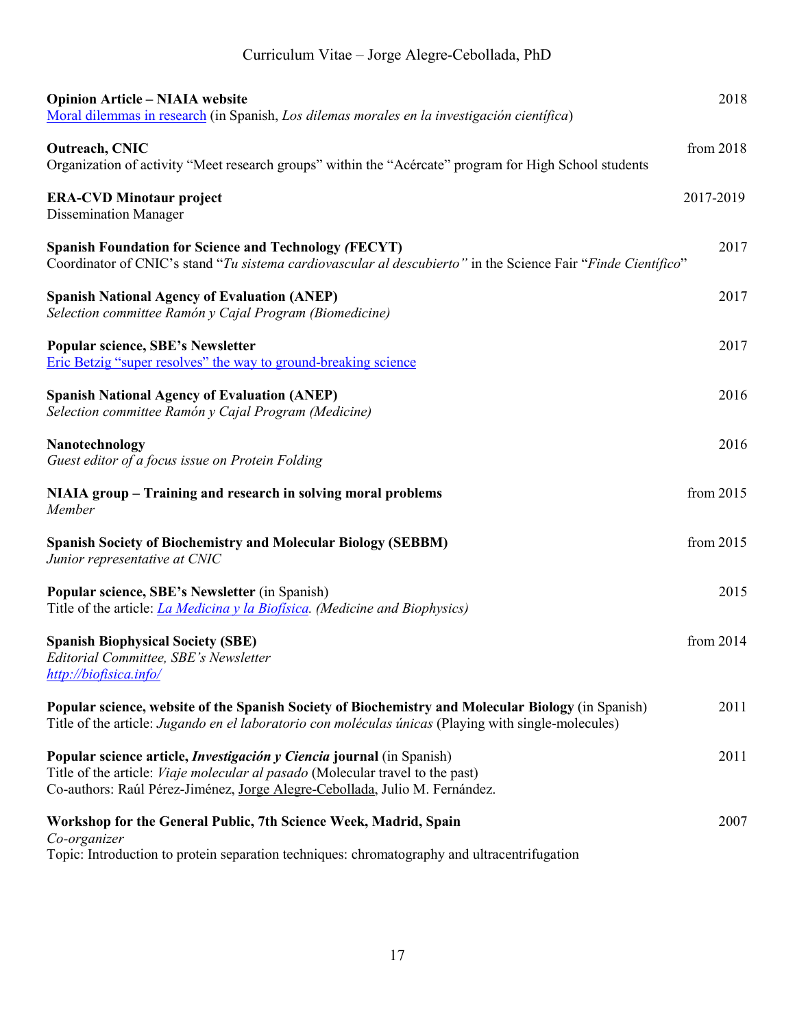**Opinion Article – NIAIA website** — 2018
Moral dilemmas in research (in Spanish, *Los dilemas morales en la investigación científica*)

**Outreach, CNIC** — from 2018
Organization of activity "Meet research groups" within the "Acércate" program for High School students

**ERA-CVD Minotaur project** — 2017-2019
Dissemination Manager

**Spanish Foundation for Science and Technology *(*FECYT)** — 2017
Coordinator of CNIC's stand "*Tu sistema cardiovascular al descubierto"* in the Science Fair "*Finde Científico*"

**Spanish National Agency of Evaluation (ANEP)** — 2017
*Selection committee Ramón y Cajal Program (Biomedicine)*

**Popular science, SBE's Newsletter** — 2017
Eric Betzig "super resolves" the way to ground-breaking science

**Spanish National Agency of Evaluation (ANEP)** — 2016
*Selection committee Ramón y Cajal Program (Medicine)*

**Nanotechnology** — 2016
*Guest editor of a focus issue on Protein Folding*

**NIAIA group – Training and research in solving moral problems** — from 2015
*Member*

**Spanish Society of Biochemistry and Molecular Biology (SEBBM)** — from 2015
*Junior representative at CNIC*

**Popular science, SBE's Newsletter** (in Spanish) — 2015
Title of the article: *La Medicina y la Biofísica. (Medicine and Biophysics)*

**Spanish Biophysical Society (SBE)** — from 2014
*Editorial Committee, SBE's Newsletter*
*http://biofisica.info/*

**Popular science, website of the Spanish Society of Biochemistry and Molecular Biology** (in Spanish) — 2011
Title of the article: *Jugando en el laboratorio con moléculas únicas* (Playing with single-molecules)

**Popular science article, *Investigación y Ciencia* journal** (in Spanish) — 2011
Title of the article: *Viaje molecular al pasado* (Molecular travel to the past)
Co-authors: Raúl Pérez-Jiménez, Jorge Alegre-Cebollada, Julio M. Fernández.

**Workshop for the General Public, 7th Science Week, Madrid, Spain** — 2007
*Co-organizer*
Topic: Introduction to protein separation techniques: chromatography and ultracentrifugation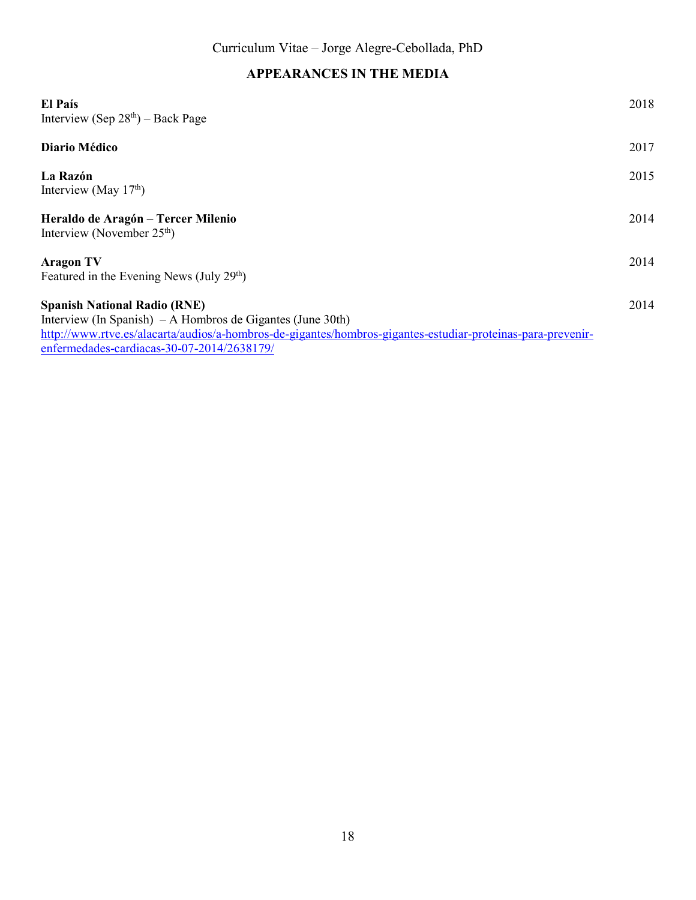## APPEARANCES IN THE MEDIA

**El País** 2018
Interview (Sep 28th) – Back Page

**Diario Médico** 2017

**La Razón** 2015
Interview (May 17th)

**Heraldo de Aragón – Tercer Milenio** 2014
Interview (November 25th)

**Aragon TV** 2014
Featured in the Evening News (July 29th)

**Spanish National Radio (RNE)** 2014
Interview (In Spanish) – A Hombros de Gigantes (June 30th)
http://www.rtve.es/alacarta/audios/a-hombros-de-gigantes/hombros-gigantes-estudiar-proteinas-para-prevenir-enfermedades-cardiacas-30-07-2014/2638179/